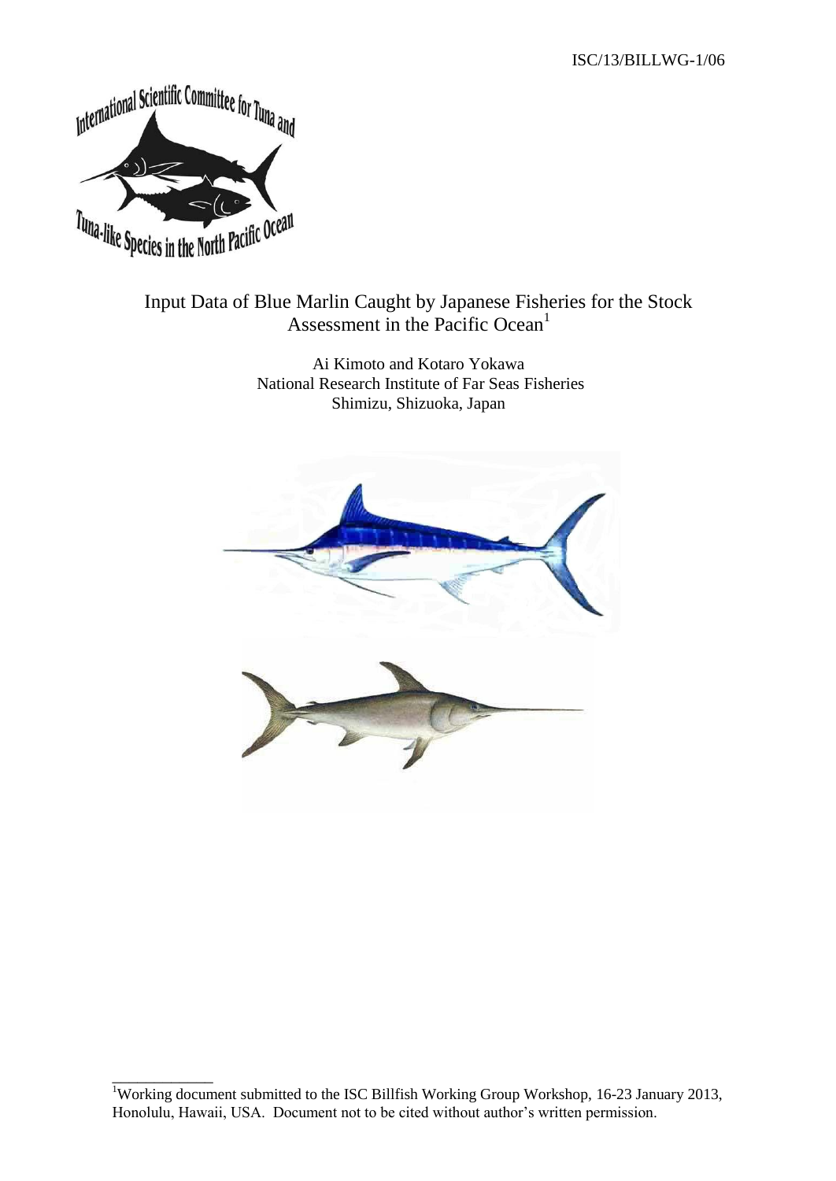ISC/13/BILLWG-1/06

# Input Data of Blue Marlin Caught by Japanese Fisheries for the Stock Assessment in the Pacific Ocean[1]

Ai Kimoto and Kotaro Yokawa
National Research Institute of Far Seas Fisheries
Shimizu, Shizuoka, Japan

[1]Working document submitted to the ISC Billfish Working Group Workshop, 16-23 January 2013, Honolulu, Hawaii, USA. Document not to be cited without author's written permission.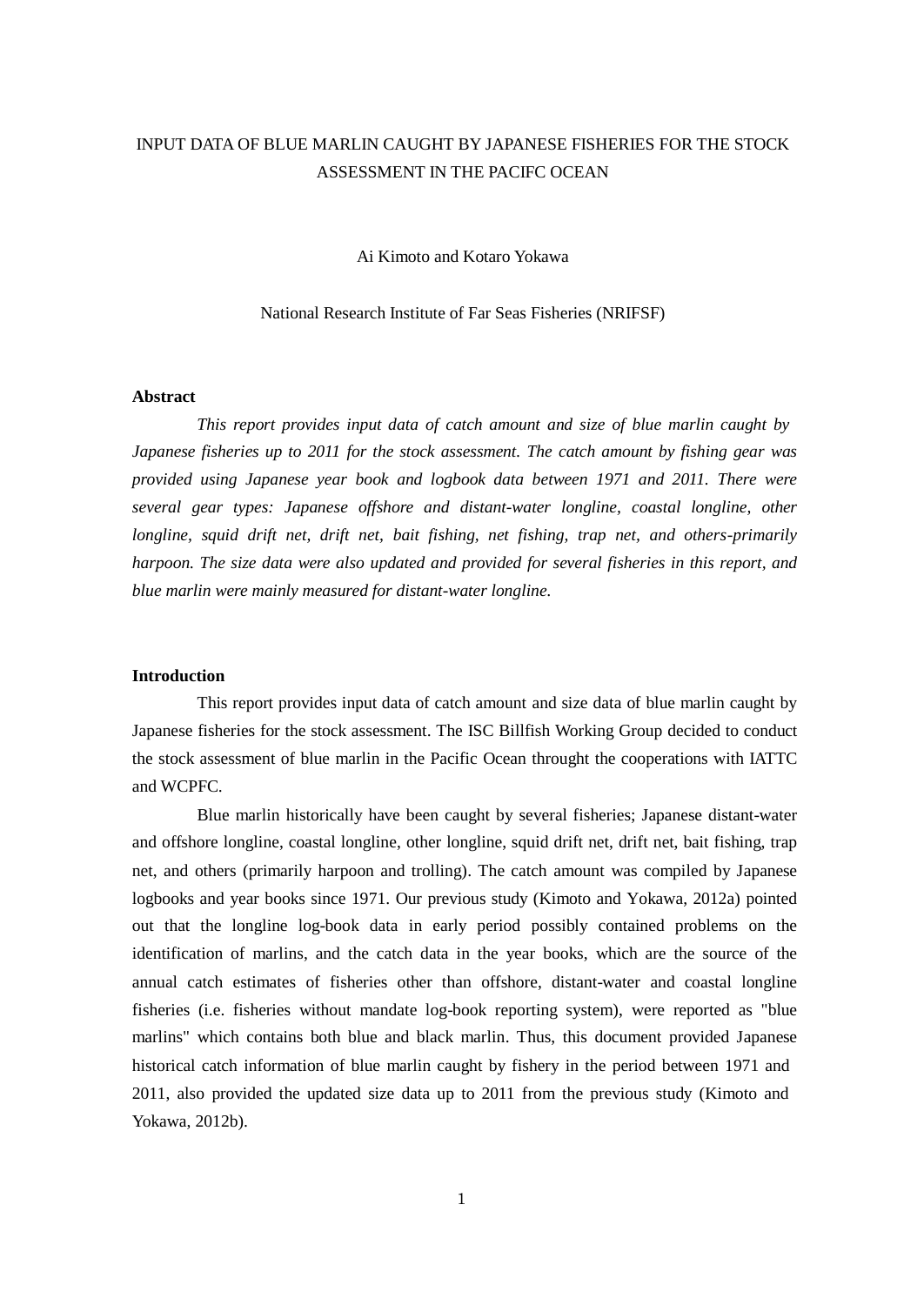INPUT DATA OF BLUE MARLIN CAUGHT BY JAPANESE FISHERIES FOR THE STOCK ASSESSMENT IN THE PACIFC OCEAN

Ai Kimoto and Kotaro Yokawa

National Research Institute of Far Seas Fisheries (NRIFSF)

**Abstract**

*This report provides input data of catch amount and size of blue marlin caught by Japanese fisheries up to 2011 for the stock assessment. The catch amount by fishing gear was provided using Japanese year book and logbook data between 1971 and 2011. There were several gear types: Japanese offshore and distant-water longline, coastal longline, other longline, squid drift net, drift net, bait fishing, net fishing, trap net, and others-primarily harpoon. The size data were also updated and provided for several fisheries in this report, and blue marlin were mainly measured for distant-water longline.*

**Introduction**

This report provides input data of catch amount and size data of blue marlin caught by Japanese fisheries for the stock assessment. The ISC Billfish Working Group decided to conduct the stock assessment of blue marlin in the Pacific Ocean throught the cooperations with IATTC and WCPFC.

Blue marlin historically have been caught by several fisheries; Japanese distant-water and offshore longline, coastal longline, other longline, squid drift net, drift net, bait fishing, trap net, and others (primarily harpoon and trolling). The catch amount was compiled by Japanese logbooks and year books since 1971. Our previous study (Kimoto and Yokawa, 2012a) pointed out that the longline log-book data in early period possibly contained problems on the identification of marlins, and the catch data in the year books, which are the source of the annual catch estimates of fisheries other than offshore, distant-water and coastal longline fisheries (i.e. fisheries without mandate log-book reporting system), were reported as "blue marlins" which contains both blue and black marlin. Thus, this document provided Japanese historical catch information of blue marlin caught by fishery in the period between 1971 and 2011, also provided the updated size data up to 2011 from the previous study (Kimoto and Yokawa, 2012b).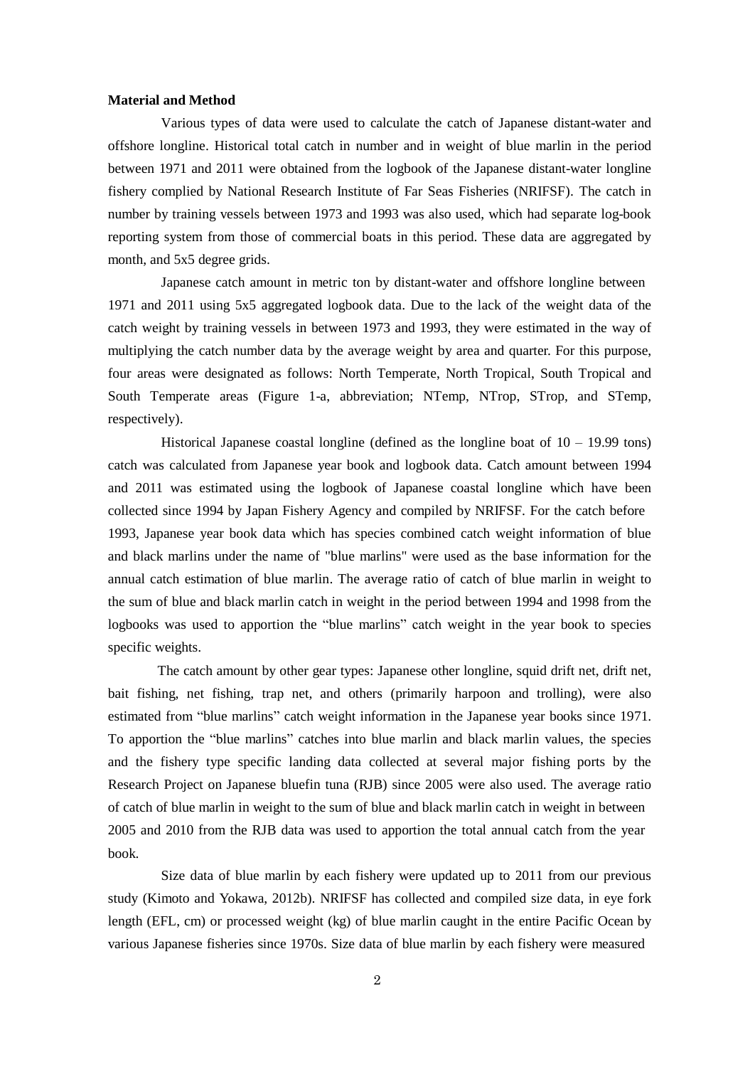**Material and Method**

Various types of data were used to calculate the catch of Japanese distant-water and offshore longline. Historical total catch in number and in weight of blue marlin in the period between 1971 and 2011 were obtained from the logbook of the Japanese distant-water longline fishery complied by National Research Institute of Far Seas Fisheries (NRIFSF). The catch in number by training vessels between 1973 and 1993 was also used, which had separate log-book reporting system from those of commercial boats in this period. These data are aggregated by month, and 5x5 degree grids.

Japanese catch amount in metric ton by distant-water and offshore longline between 1971 and 2011 using 5x5 aggregated logbook data. Due to the lack of the weight data of the catch weight by training vessels in between 1973 and 1993, they were estimated in the way of multiplying the catch number data by the average weight by area and quarter. For this purpose, four areas were designated as follows: North Temperate, North Tropical, South Tropical and South Temperate areas (Figure 1-a, abbreviation; NTemp, NTrop, STrop, and STemp, respectively).

Historical Japanese coastal longline (defined as the longline boat of 10 – 19.99 tons) catch was calculated from Japanese year book and logbook data. Catch amount between 1994 and 2011 was estimated using the logbook of Japanese coastal longline which have been collected since 1994 by Japan Fishery Agency and compiled by NRIFSF. For the catch before 1993, Japanese year book data which has species combined catch weight information of blue and black marlins under the name of "blue marlins" were used as the base information for the annual catch estimation of blue marlin. The average ratio of catch of blue marlin in weight to the sum of blue and black marlin catch in weight in the period between 1994 and 1998 from the logbooks was used to apportion the "blue marlins" catch weight in the year book to species specific weights.

The catch amount by other gear types: Japanese other longline, squid drift net, drift net, bait fishing, net fishing, trap net, and others (primarily harpoon and trolling), were also estimated from "blue marlins" catch weight information in the Japanese year books since 1971. To apportion the "blue marlins" catches into blue marlin and black marlin values, the species and the fishery type specific landing data collected at several major fishing ports by the Research Project on Japanese bluefin tuna (RJB) since 2005 were also used. The average ratio of catch of blue marlin in weight to the sum of blue and black marlin catch in weight in between 2005 and 2010 from the RJB data was used to apportion the total annual catch from the year book.

Size data of blue marlin by each fishery were updated up to 2011 from our previous study (Kimoto and Yokawa, 2012b). NRIFSF has collected and compiled size data, in eye fork length (EFL, cm) or processed weight (kg) of blue marlin caught in the entire Pacific Ocean by various Japanese fisheries since 1970s. Size data of blue marlin by each fishery were measured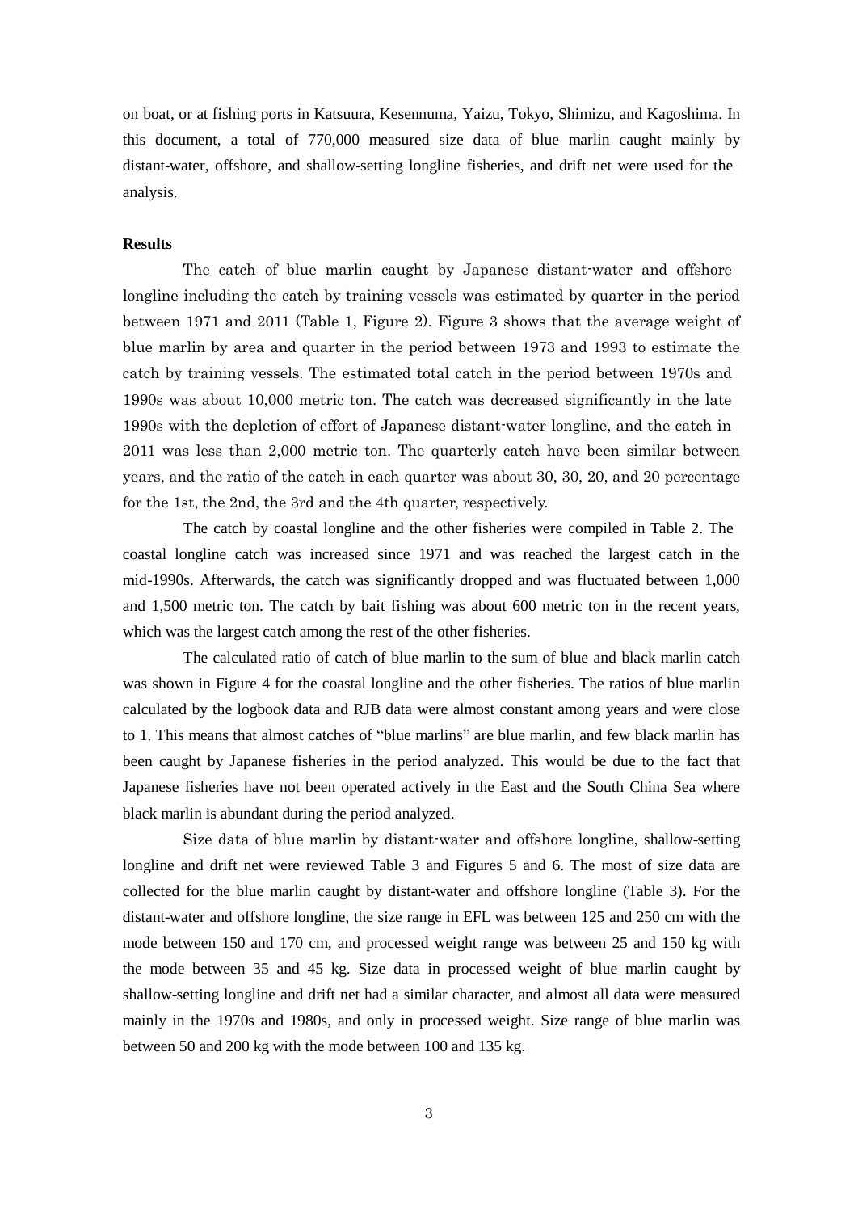on boat, or at fishing ports in Katsuura, Kesennuma, Yaizu, Tokyo, Shimizu, and Kagoshima. In this document, a total of 770,000 measured size data of blue marlin caught mainly by distant-water, offshore, and shallow-setting longline fisheries, and drift net were used for the analysis.

**Results**

The catch of blue marlin caught by Japanese distant-water and offshore longline including the catch by training vessels was estimated by quarter in the period between 1971 and 2011 (Table 1, Figure 2). Figure 3 shows that the average weight of blue marlin by area and quarter in the period between 1973 and 1993 to estimate the catch by training vessels. The estimated total catch in the period between 1970s and 1990s was about 10,000 metric ton. The catch was decreased significantly in the late 1990s with the depletion of effort of Japanese distant-water longline, and the catch in 2011 was less than 2,000 metric ton. The quarterly catch have been similar between years, and the ratio of the catch in each quarter was about 30, 30, 20, and 20 percentage for the 1st, the 2nd, the 3rd and the 4th quarter, respectively.

The catch by coastal longline and the other fisheries were compiled in Table 2. The coastal longline catch was increased since 1971 and was reached the largest catch in the mid-1990s. Afterwards, the catch was significantly dropped and was fluctuated between 1,000 and 1,500 metric ton. The catch by bait fishing was about 600 metric ton in the recent years, which was the largest catch among the rest of the other fisheries.

The calculated ratio of catch of blue marlin to the sum of blue and black marlin catch was shown in Figure 4 for the coastal longline and the other fisheries. The ratios of blue marlin calculated by the logbook data and RJB data were almost constant among years and were close to 1. This means that almost catches of "blue marlins" are blue marlin, and few black marlin has been caught by Japanese fisheries in the period analyzed. This would be due to the fact that Japanese fisheries have not been operated actively in the East and the South China Sea where black marlin is abundant during the period analyzed.

Size data of blue marlin by distant-water and offshore longline, shallow-setting longline and drift net were reviewed Table 3 and Figures 5 and 6. The most of size data are collected for the blue marlin caught by distant-water and offshore longline (Table 3). For the distant-water and offshore longline, the size range in EFL was between 125 and 250 cm with the mode between 150 and 170 cm, and processed weight range was between 25 and 150 kg with the mode between 35 and 45 kg. Size data in processed weight of blue marlin caught by shallow-setting longline and drift net had a similar character, and almost all data were measured mainly in the 1970s and 1980s, and only in processed weight. Size range of blue marlin was between 50 and 200 kg with the mode between 100 and 135 kg.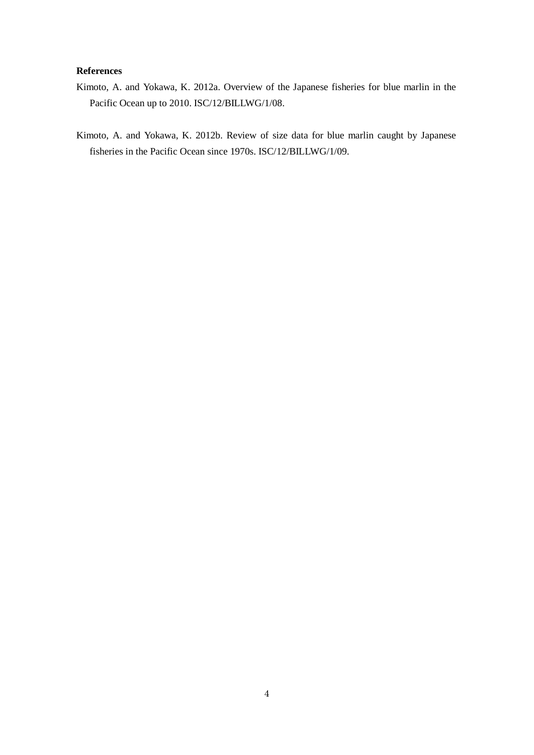**References**

Kimoto, A. and Yokawa, K. 2012a. Overview of the Japanese fisheries for blue marlin in the Pacific Ocean up to 2010. ISC/12/BILLWG/1/08.

Kimoto, A. and Yokawa, K. 2012b. Review of size data for blue marlin caught by Japanese fisheries in the Pacific Ocean since 1970s. ISC/12/BILLWG/1/09.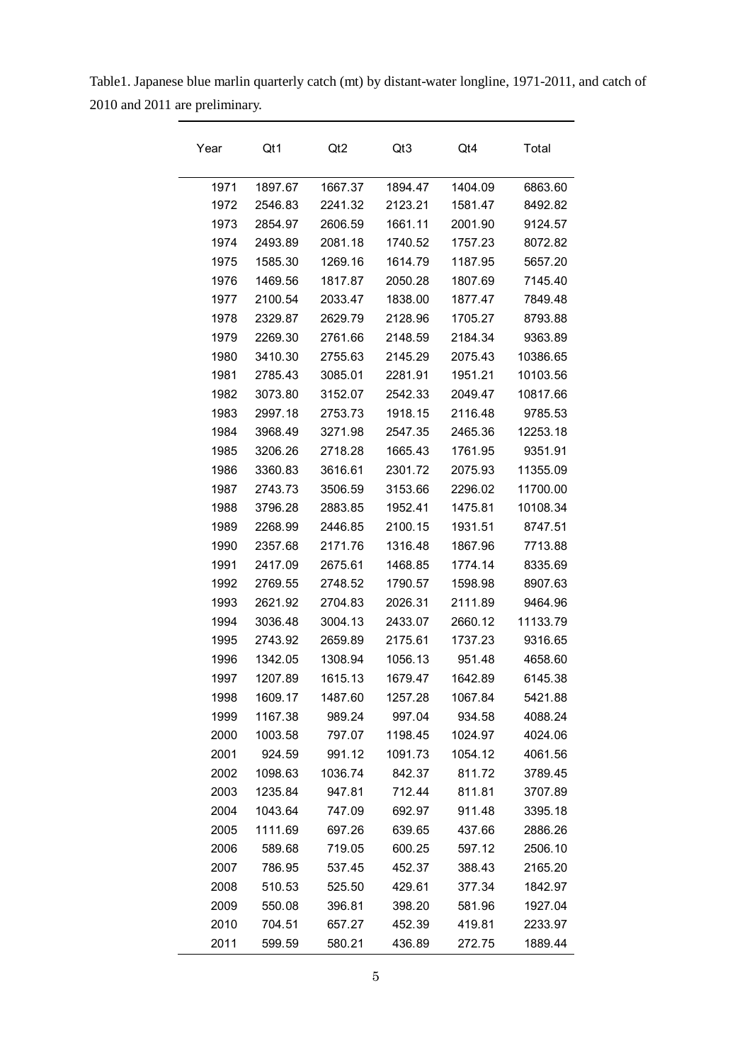Table1. Japanese blue marlin quarterly catch (mt) by distant-water longline, 1971-2011, and catch of 2010 and 2011 are preliminary.

| Year | Qt1 | Qt2 | Qt3 | Qt4 | Total |
|---|---|---|---|---|---|
| 1971 | 1897.67 | 1667.37 | 1894.47 | 1404.09 | 6863.60 |
| 1972 | 2546.83 | 2241.32 | 2123.21 | 1581.47 | 8492.82 |
| 1973 | 2854.97 | 2606.59 | 1661.11 | 2001.90 | 9124.57 |
| 1974 | 2493.89 | 2081.18 | 1740.52 | 1757.23 | 8072.82 |
| 1975 | 1585.30 | 1269.16 | 1614.79 | 1187.95 | 5657.20 |
| 1976 | 1469.56 | 1817.87 | 2050.28 | 1807.69 | 7145.40 |
| 1977 | 2100.54 | 2033.47 | 1838.00 | 1877.47 | 7849.48 |
| 1978 | 2329.87 | 2629.79 | 2128.96 | 1705.27 | 8793.88 |
| 1979 | 2269.30 | 2761.66 | 2148.59 | 2184.34 | 9363.89 |
| 1980 | 3410.30 | 2755.63 | 2145.29 | 2075.43 | 10386.65 |
| 1981 | 2785.43 | 3085.01 | 2281.91 | 1951.21 | 10103.56 |
| 1982 | 3073.80 | 3152.07 | 2542.33 | 2049.47 | 10817.66 |
| 1983 | 2997.18 | 2753.73 | 1918.15 | 2116.48 | 9785.53 |
| 1984 | 3968.49 | 3271.98 | 2547.35 | 2465.36 | 12253.18 |
| 1985 | 3206.26 | 2718.28 | 1665.43 | 1761.95 | 9351.91 |
| 1986 | 3360.83 | 3616.61 | 2301.72 | 2075.93 | 11355.09 |
| 1987 | 2743.73 | 3506.59 | 3153.66 | 2296.02 | 11700.00 |
| 1988 | 3796.28 | 2883.85 | 1952.41 | 1475.81 | 10108.34 |
| 1989 | 2268.99 | 2446.85 | 2100.15 | 1931.51 | 8747.51 |
| 1990 | 2357.68 | 2171.76 | 1316.48 | 1867.96 | 7713.88 |
| 1991 | 2417.09 | 2675.61 | 1468.85 | 1774.14 | 8335.69 |
| 1992 | 2769.55 | 2748.52 | 1790.57 | 1598.98 | 8907.63 |
| 1993 | 2621.92 | 2704.83 | 2026.31 | 2111.89 | 9464.96 |
| 1994 | 3036.48 | 3004.13 | 2433.07 | 2660.12 | 11133.79 |
| 1995 | 2743.92 | 2659.89 | 2175.61 | 1737.23 | 9316.65 |
| 1996 | 1342.05 | 1308.94 | 1056.13 | 951.48 | 4658.60 |
| 1997 | 1207.89 | 1615.13 | 1679.47 | 1642.89 | 6145.38 |
| 1998 | 1609.17 | 1487.60 | 1257.28 | 1067.84 | 5421.88 |
| 1999 | 1167.38 | 989.24 | 997.04 | 934.58 | 4088.24 |
| 2000 | 1003.58 | 797.07 | 1198.45 | 1024.97 | 4024.06 |
| 2001 | 924.59 | 991.12 | 1091.73 | 1054.12 | 4061.56 |
| 2002 | 1098.63 | 1036.74 | 842.37 | 811.72 | 3789.45 |
| 2003 | 1235.84 | 947.81 | 712.44 | 811.81 | 3707.89 |
| 2004 | 1043.64 | 747.09 | 692.97 | 911.48 | 3395.18 |
| 2005 | 1111.69 | 697.26 | 639.65 | 437.66 | 2886.26 |
| 2006 | 589.68 | 719.05 | 600.25 | 597.12 | 2506.10 |
| 2007 | 786.95 | 537.45 | 452.37 | 388.43 | 2165.20 |
| 2008 | 510.53 | 525.50 | 429.61 | 377.34 | 1842.97 |
| 2009 | 550.08 | 396.81 | 398.20 | 581.96 | 1927.04 |
| 2010 | 704.51 | 657.27 | 452.39 | 419.81 | 2233.97 |
| 2011 | 599.59 | 580.21 | 436.89 | 272.75 | 1889.44 |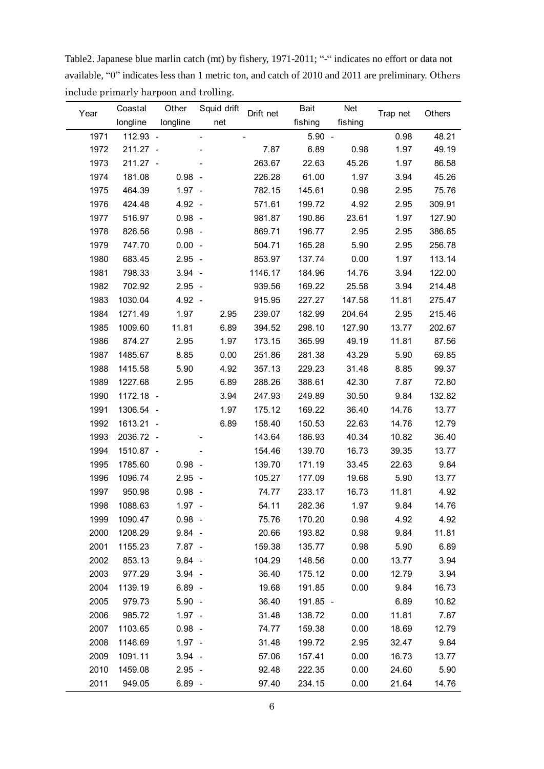Table2. Japanese blue marlin catch (mt) by fishery, 1971-2011; "-" indicates no effort or data not available, "0" indicates less than 1 metric ton, and catch of 2010 and 2011 are preliminary. Others include primarly harpoon and trolling.

| Year | Coastal longline | Other longline | Squid drift net | Drift net | Bait fishing | Net fishing | Trap net | Others |
|---|---|---|---|---|---|---|---|---|
| 1971 | 112.93 | - | - | - | 5.90 | - | 0.98 | 48.21 |
| 1972 | 211.27 | - | - | 7.87 | 6.89 | 0.98 | 1.97 | 49.19 |
| 1973 | 211.27 | - | - | 263.67 | 22.63 | 45.26 | 1.97 | 86.58 |
| 1974 | 181.08 | 0.98 | - | 226.28 | 61.00 | 1.97 | 3.94 | 45.26 |
| 1975 | 464.39 | 1.97 | - | 782.15 | 145.61 | 0.98 | 2.95 | 75.76 |
| 1976 | 424.48 | 4.92 | - | 571.61 | 199.72 | 4.92 | 2.95 | 309.91 |
| 1977 | 516.97 | 0.98 | - | 981.87 | 190.86 | 23.61 | 1.97 | 127.90 |
| 1978 | 826.56 | 0.98 | - | 869.71 | 196.77 | 2.95 | 2.95 | 386.65 |
| 1979 | 747.70 | 0.00 | - | 504.71 | 165.28 | 5.90 | 2.95 | 256.78 |
| 1980 | 683.45 | 2.95 | - | 853.97 | 137.74 | 0.00 | 1.97 | 113.14 |
| 1981 | 798.33 | 3.94 | - | 1146.17 | 184.96 | 14.76 | 3.94 | 122.00 |
| 1982 | 702.92 | 2.95 | - | 939.56 | 169.22 | 25.58 | 3.94 | 214.48 |
| 1983 | 1030.04 | 4.92 | - | 915.95 | 227.27 | 147.58 | 11.81 | 275.47 |
| 1984 | 1271.49 | 1.97 | 2.95 | 239.07 | 182.99 | 204.64 | 2.95 | 215.46 |
| 1985 | 1009.60 | 11.81 | 6.89 | 394.52 | 298.10 | 127.90 | 13.77 | 202.67 |
| 1986 | 874.27 | 2.95 | 1.97 | 173.15 | 365.99 | 49.19 | 11.81 | 87.56 |
| 1987 | 1485.67 | 8.85 | 0.00 | 251.86 | 281.38 | 43.29 | 5.90 | 69.85 |
| 1988 | 1415.58 | 5.90 | 4.92 | 357.13 | 229.23 | 31.48 | 8.85 | 99.37 |
| 1989 | 1227.68 | 2.95 | 6.89 | 288.26 | 388.61 | 42.30 | 7.87 | 72.80 |
| 1990 | 1172.18 | - | 3.94 | 247.93 | 249.89 | 30.50 | 9.84 | 132.82 |
| 1991 | 1306.54 | - | 1.97 | 175.12 | 169.22 | 36.40 | 14.76 | 13.77 |
| 1992 | 1613.21 | - | 6.89 | 158.40 | 150.53 | 22.63 | 14.76 | 12.79 |
| 1993 | 2036.72 | - | - | 143.64 | 186.93 | 40.34 | 10.82 | 36.40 |
| 1994 | 1510.87 | - | - | 154.46 | 139.70 | 16.73 | 39.35 | 13.77 |
| 1995 | 1785.60 | 0.98 | - | 139.70 | 171.19 | 33.45 | 22.63 | 9.84 |
| 1996 | 1096.74 | 2.95 | - | 105.27 | 177.09 | 19.68 | 5.90 | 13.77 |
| 1997 | 950.98 | 0.98 | - | 74.77 | 233.17 | 16.73 | 11.81 | 4.92 |
| 1998 | 1088.63 | 1.97 | - | 54.11 | 282.36 | 1.97 | 9.84 | 14.76 |
| 1999 | 1090.47 | 0.98 | - | 75.76 | 170.20 | 0.98 | 4.92 | 4.92 |
| 2000 | 1208.29 | 9.84 | - | 20.66 | 193.82 | 0.98 | 9.84 | 11.81 |
| 2001 | 1155.23 | 7.87 | - | 159.38 | 135.77 | 0.98 | 5.90 | 6.89 |
| 2002 | 853.13 | 9.84 | - | 104.29 | 148.56 | 0.00 | 13.77 | 3.94 |
| 2003 | 977.29 | 3.94 | - | 36.40 | 175.12 | 0.00 | 12.79 | 3.94 |
| 2004 | 1139.19 | 6.89 | - | 19.68 | 191.85 | 0.00 | 9.84 | 16.73 |
| 2005 | 979.73 | 5.90 | - | 36.40 | 191.85 | - | 6.89 | 10.82 |
| 2006 | 985.72 | 1.97 | - | 31.48 | 138.72 | 0.00 | 11.81 | 7.87 |
| 2007 | 1103.65 | 0.98 | - | 74.77 | 159.38 | 0.00 | 18.69 | 12.79 |
| 2008 | 1146.69 | 1.97 | - | 31.48 | 199.72 | 2.95 | 32.47 | 9.84 |
| 2009 | 1091.11 | 3.94 | - | 57.06 | 157.41 | 0.00 | 16.73 | 13.77 |
| 2010 | 1459.08 | 2.95 | - | 92.48 | 222.35 | 0.00 | 24.60 | 5.90 |
| 2011 | 949.05 | 6.89 | - | 97.40 | 234.15 | 0.00 | 21.64 | 14.76 |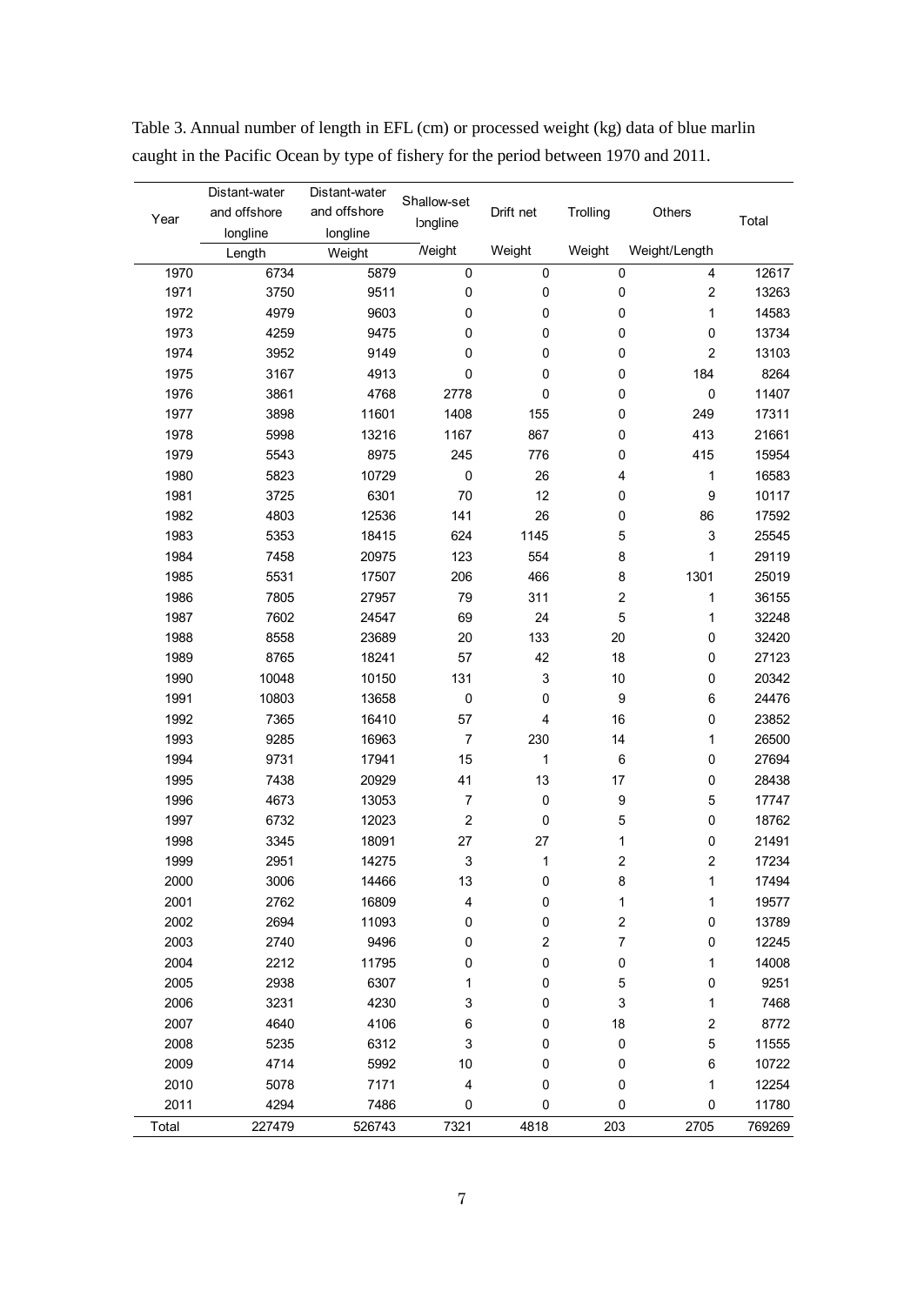Table 3. Annual number of length in EFL (cm) or processed weight (kg) data of blue marlin caught in the Pacific Ocean by type of fishery for the period between 1970 and 2011.

| Year | Distant-water and offshore longline | Distant-water and offshore longline | Shallow-set longline | Drift net | Trolling | Others | Total |
|---|---|---|---|---|---|---|---|
| | Length | Weight | Weight | Weight | Weight | Weight/Length | |
| 1970 | 6734 | 5879 | 0 | 0 | 0 | 4 | 12617 |
| 1971 | 3750 | 9511 | 0 | 0 | 0 | 2 | 13263 |
| 1972 | 4979 | 9603 | 0 | 0 | 0 | 1 | 14583 |
| 1973 | 4259 | 9475 | 0 | 0 | 0 | 0 | 13734 |
| 1974 | 3952 | 9149 | 0 | 0 | 0 | 2 | 13103 |
| 1975 | 3167 | 4913 | 0 | 0 | 0 | 184 | 8264 |
| 1976 | 3861 | 4768 | 2778 | 0 | 0 | 0 | 11407 |
| 1977 | 3898 | 11601 | 1408 | 155 | 0 | 249 | 17311 |
| 1978 | 5998 | 13216 | 1167 | 867 | 0 | 413 | 21661 |
| 1979 | 5543 | 8975 | 245 | 776 | 0 | 415 | 15954 |
| 1980 | 5823 | 10729 | 0 | 26 | 4 | 1 | 16583 |
| 1981 | 3725 | 6301 | 70 | 12 | 0 | 9 | 10117 |
| 1982 | 4803 | 12536 | 141 | 26 | 0 | 86 | 17592 |
| 1983 | 5353 | 18415 | 624 | 1145 | 5 | 3 | 25545 |
| 1984 | 7458 | 20975 | 123 | 554 | 8 | 1 | 29119 |
| 1985 | 5531 | 17507 | 206 | 466 | 8 | 1301 | 25019 |
| 1986 | 7805 | 27957 | 79 | 311 | 2 | 1 | 36155 |
| 1987 | 7602 | 24547 | 69 | 24 | 5 | 1 | 32248 |
| 1988 | 8558 | 23689 | 20 | 133 | 20 | 0 | 32420 |
| 1989 | 8765 | 18241 | 57 | 42 | 18 | 0 | 27123 |
| 1990 | 10048 | 10150 | 131 | 3 | 10 | 0 | 20342 |
| 1991 | 10803 | 13658 | 0 | 0 | 9 | 6 | 24476 |
| 1992 | 7365 | 16410 | 57 | 4 | 16 | 0 | 23852 |
| 1993 | 9285 | 16963 | 7 | 230 | 14 | 1 | 26500 |
| 1994 | 9731 | 17941 | 15 | 1 | 6 | 0 | 27694 |
| 1995 | 7438 | 20929 | 41 | 13 | 17 | 0 | 28438 |
| 1996 | 4673 | 13053 | 7 | 0 | 9 | 5 | 17747 |
| 1997 | 6732 | 12023 | 2 | 0 | 5 | 0 | 18762 |
| 1998 | 3345 | 18091 | 27 | 27 | 1 | 0 | 21491 |
| 1999 | 2951 | 14275 | 3 | 1 | 2 | 2 | 17234 |
| 2000 | 3006 | 14466 | 13 | 0 | 8 | 1 | 17494 |
| 2001 | 2762 | 16809 | 4 | 0 | 1 | 1 | 19577 |
| 2002 | 2694 | 11093 | 0 | 0 | 2 | 0 | 13789 |
| 2003 | 2740 | 9496 | 0 | 2 | 7 | 0 | 12245 |
| 2004 | 2212 | 11795 | 0 | 0 | 0 | 1 | 14008 |
| 2005 | 2938 | 6307 | 1 | 0 | 5 | 0 | 9251 |
| 2006 | 3231 | 4230 | 3 | 0 | 3 | 1 | 7468 |
| 2007 | 4640 | 4106 | 6 | 0 | 18 | 2 | 8772 |
| 2008 | 5235 | 6312 | 3 | 0 | 0 | 5 | 11555 |
| 2009 | 4714 | 5992 | 10 | 0 | 0 | 6 | 10722 |
| 2010 | 5078 | 7171 | 4 | 0 | 0 | 1 | 12254 |
| 2011 | 4294 | 7486 | 0 | 0 | 0 | 0 | 11780 |
| Total | 227479 | 526743 | 7321 | 4818 | 203 | 2705 | 769269 |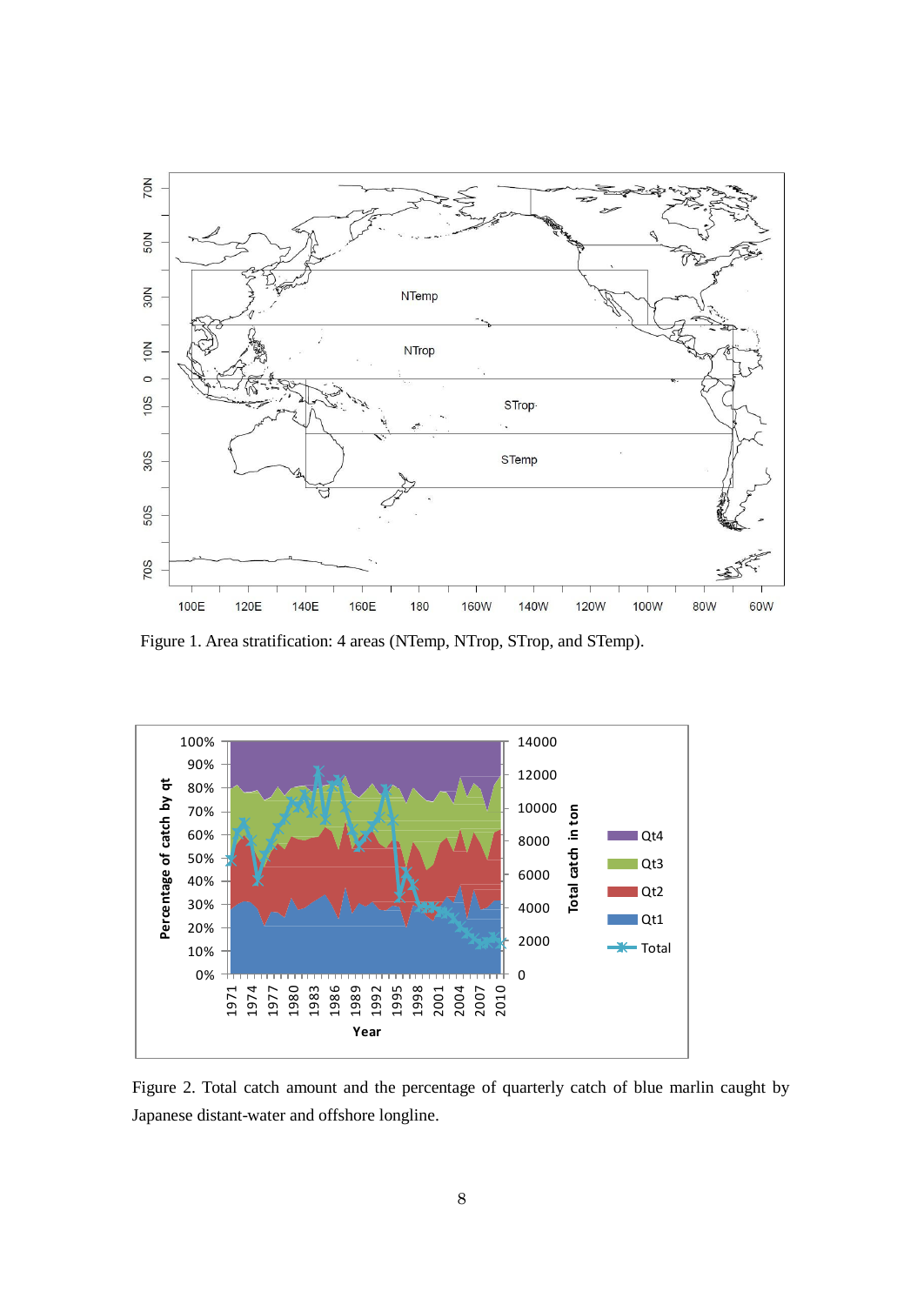Figure 1. Area stratification: 4 areas (NTemp, NTrop, STrop, and STemp).

Figure 2. Total catch amount and the percentage of quarterly catch of blue marlin caught by Japanese distant-water and offshore longline.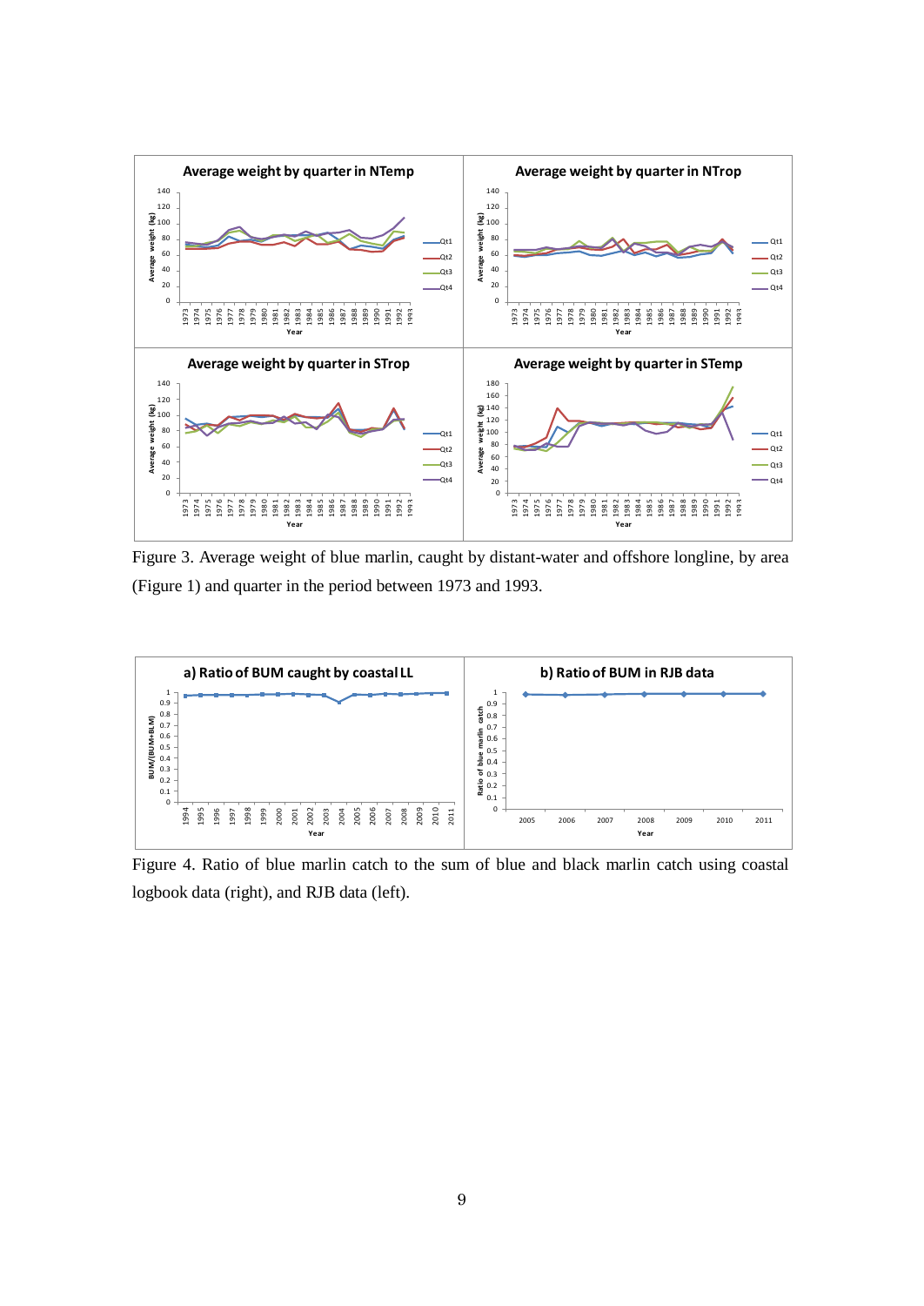Figure 3. Average weight of blue marlin, caught by distant-water and offshore longline, by area (Figure 1) and quarter in the period between 1973 and 1993.

Figure 4. Ratio of blue marlin catch to the sum of blue and black marlin catch using coastal logbook data (right), and RJB data (left).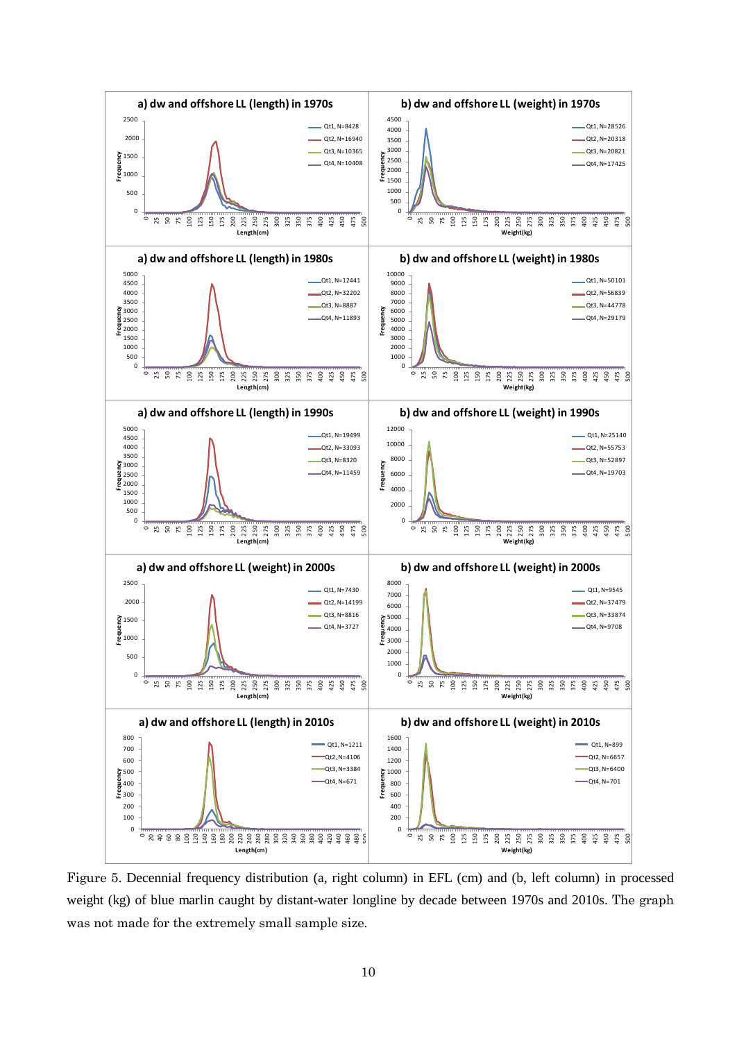Figure 5. Decennial frequency distribution (a, right column) in EFL (cm) and (b, left column) in processed weight (kg) of blue marlin caught by distant-water longline by decade between 1970s and 2010s. The graph was not made for the extremely small sample size.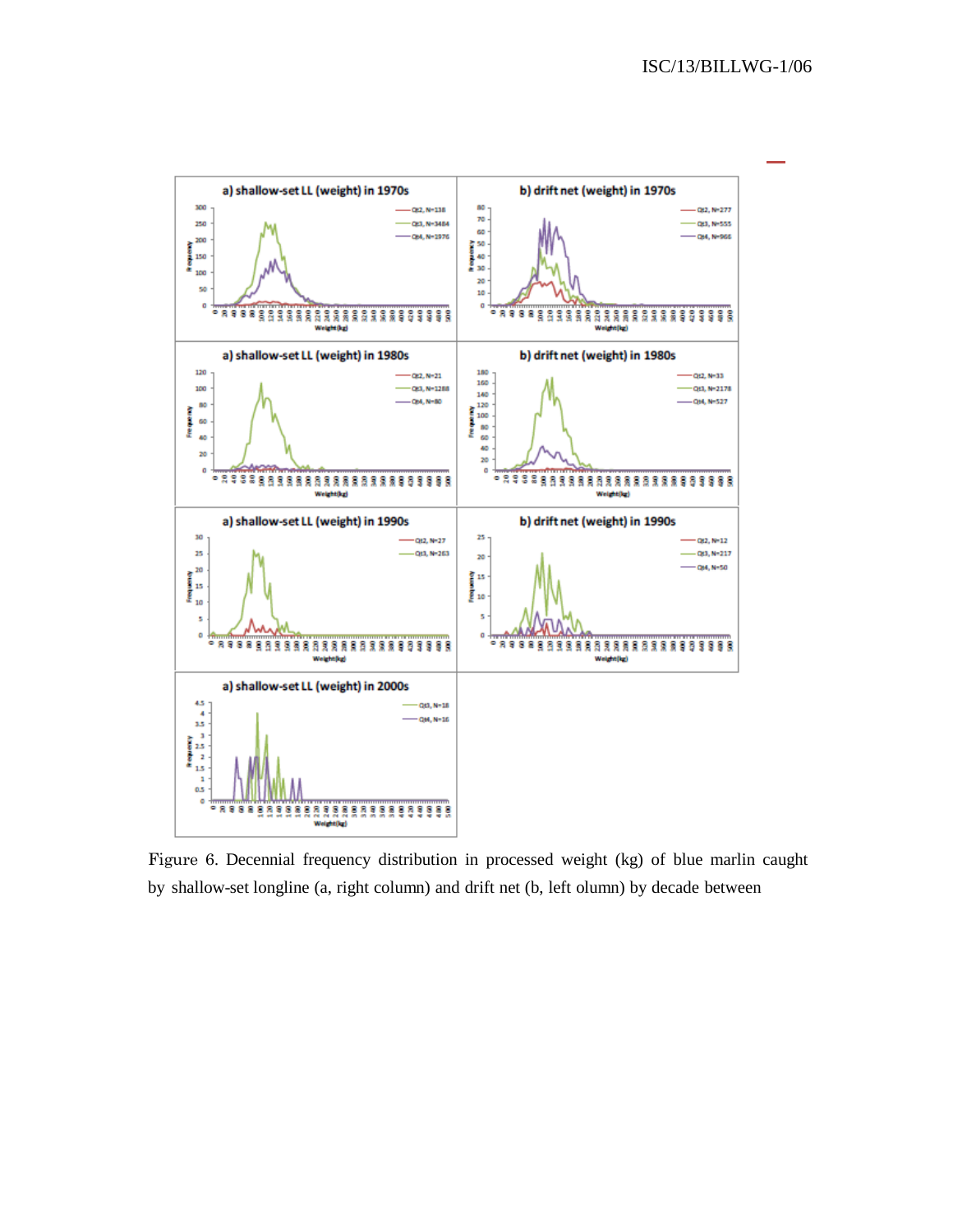a) shallow-set LL (weight) in 1970s

Qt2, N=138
Qt3, N=3484
Qt4, N=1976

Frequency

Weight(kg)

b) drift net (weight) in 1970s

Qt2, N=277
Qt3, N=555
Qt4, N=966

Frequency

Weight(kg)

a) shallow-set LL (weight) in 1980s

Qt2, N=21
Qt3, N=1288
Qt4, N=80

Frequency

Weight(kg)

b) drift net (weight) in 1980s

Qt2, N=33
Qt3, N=2178
Qt4, N=527

Frequency

Weight(kg)

a) shallow-set LL (weight) in 1990s

Qt2, N=27
Qt3, N=263

Frequency

Weight(kg)

b) drift net (weight) in 1990s

Qt2, N=12
Qt3, N=217
Qt4, N=50

Frequency

Weight(kg)

a) shallow-set LL (weight) in 2000s

Qt3, N=18
Qt4, N=16

Frequency

Weight(kg)

Figure 6. Decennial frequency distribution in processed weight (kg) of blue marlin caught by shallow-set longline (a, right column) and drift net (b, left olumn) by decade between